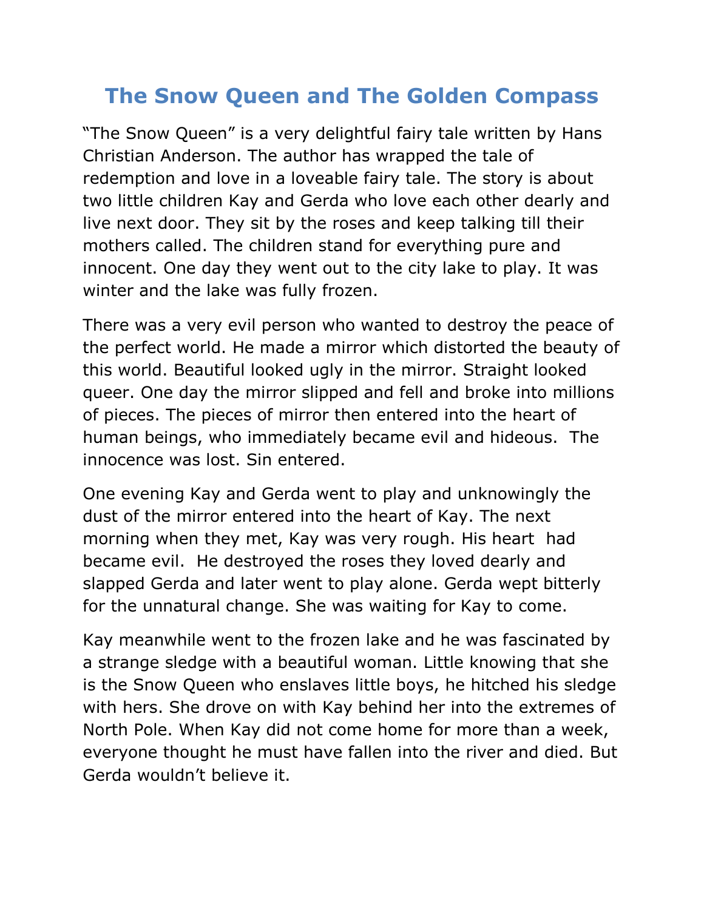# The Snow Queen and The Golden Compass

"The Snow Queen" is a very delightful fairy tale written by Hans Christian Anderson. The author has wrapped the tale of redemption and love in a loveable fairy tale. The story is about two little children Kay and Gerda who love each other dearly and live next door. They sit by the roses and keep talking till their mothers called. The children stand for everything pure and innocent. One day they went out to the city lake to play. It was winter and the lake was fully frozen.

There was a very evil person who wanted to destroy the peace of the perfect world. He made a mirror which distorted the beauty of this world. Beautiful looked ugly in the mirror. Straight looked queer. One day the mirror slipped and fell and broke into millions of pieces. The pieces of mirror then entered into the heart of human beings, who immediately became evil and hideous. The innocence was lost. Sin entered.

One evening Kay and Gerda went to play and unknowingly the dust of the mirror entered into the heart of Kay. The next morning when they met, Kay was very rough. His heart had became evil. He destroyed the roses they loved dearly and slapped Gerda and later went to play alone. Gerda wept bitterly for the unnatural change. She was waiting for Kay to come.

Kay meanwhile went to the frozen lake and he was fascinated by a strange sledge with a beautiful woman. Little knowing that she is the Snow Queen who enslaves little boys, he hitched his sledge with hers. She drove on with Kay behind her into the extremes of North Pole. When Kay did not come home for more than a week, everyone thought he must have fallen into the river and died. But Gerda wouldn't believe it.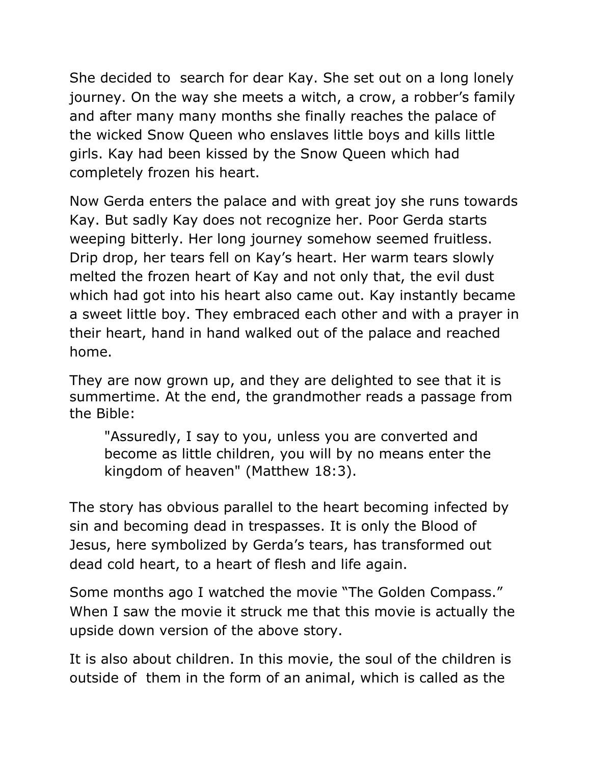She decided to search for dear Kay. She set out on a long lonely journey. On the way she meets a witch, a crow, a robber's family and after many many months she finally reaches the palace of the wicked Snow Queen who enslaves little boys and kills little girls. Kay had been kissed by the Snow Queen which had completely frozen his heart.

Now Gerda enters the palace and with great joy she runs towards Kay. But sadly Kay does not recognize her. Poor Gerda starts weeping bitterly. Her long journey somehow seemed fruitless. Drip drop, her tears fell on Kay's heart. Her warm tears slowly melted the frozen heart of Kay and not only that, the evil dust which had got into his heart also came out. Kay instantly became a sweet little boy. They embraced each other and with a prayer in their heart, hand in hand walked out of the palace and reached home.

They are now grown up, and they are delighted to see that it is summertime. At the end, the grandmother reads a passage from the Bible:

> "Assuredly, I say to you, unless you are converted and become as little children, you will by no means enter the kingdom of heaven" (Matthew 18:3).

The story has obvious parallel to the heart becoming infected by sin and becoming dead in trespasses. It is only the Blood of Jesus, here symbolized by Gerda's tears, has transformed out dead cold heart, to a heart of flesh and life again.

Some months ago I watched the movie "The Golden Compass." When I saw the movie it struck me that this movie is actually the upside down version of the above story.

It is also about children. In this movie, the soul of the children is outside of them in the form of an animal, which is called as the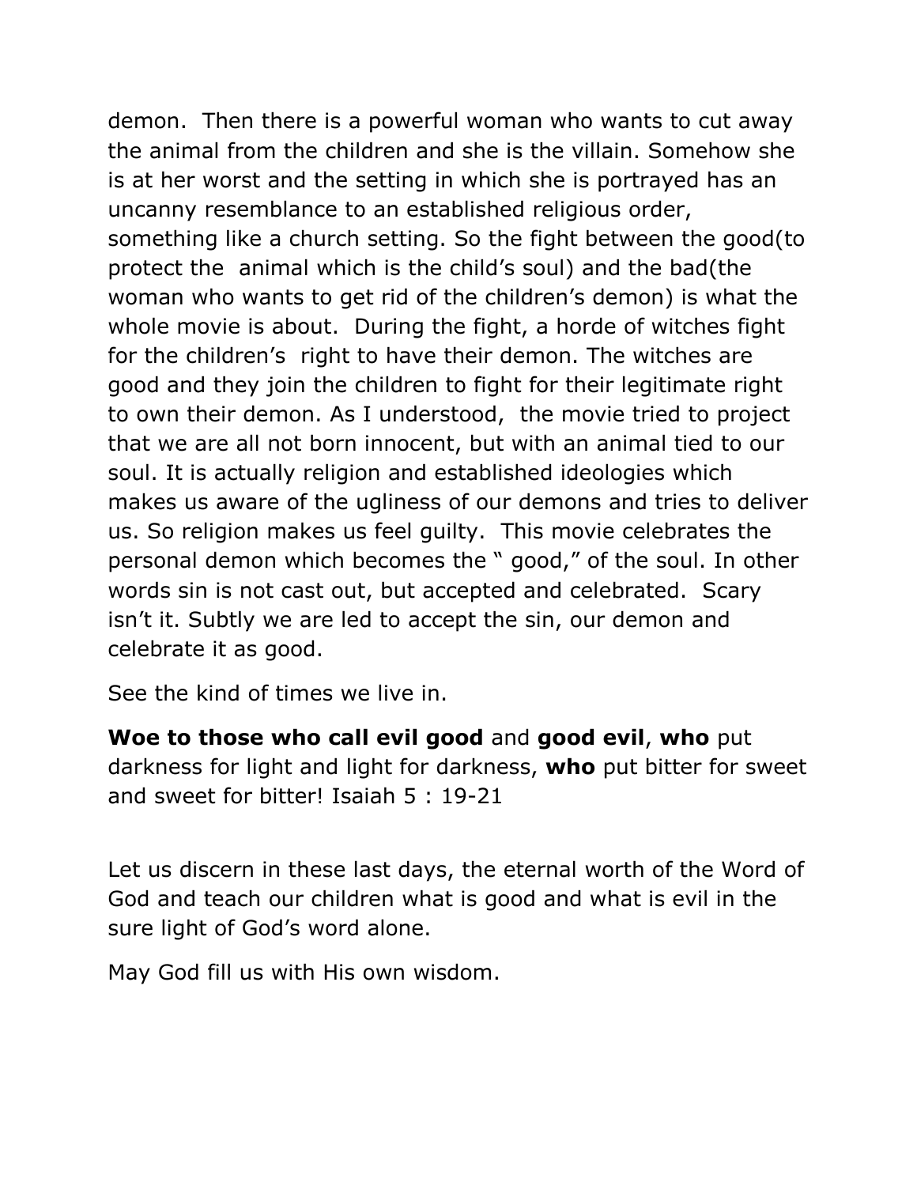demon. Then there is a powerful woman who wants to cut away the animal from the children and she is the villain. Somehow she is at her worst and the setting in which she is portrayed has an uncanny resemblance to an established religious order, something like a church setting. So the fight between the good(to protect the animal which is the child's soul) and the bad(the woman who wants to get rid of the children's demon) is what the whole movie is about. During the fight, a horde of witches fight for the children's right to have their demon. The witches are good and they join the children to fight for their legitimate right to own their demon. As I understood, the movie tried to project that we are all not born innocent, but with an animal tied to our soul. It is actually religion and established ideologies which makes us aware of the ugliness of our demons and tries to deliver us. So religion makes us feel guilty. This movie celebrates the personal demon which becomes the " good," of the soul. In other words sin is not cast out, but accepted and celebrated. Scary isn't it. Subtly we are led to accept the sin, our demon and celebrate it as good.

See the kind of times we live in.

**Woe to those who call evil good** and **good evil**, **who** put darkness for light and light for darkness, **who** put bitter for sweet and sweet for bitter! Isaiah 5 : 19-21

Let us discern in these last days, the eternal worth of the Word of God and teach our children what is good and what is evil in the sure light of God's word alone.

May God fill us with His own wisdom.